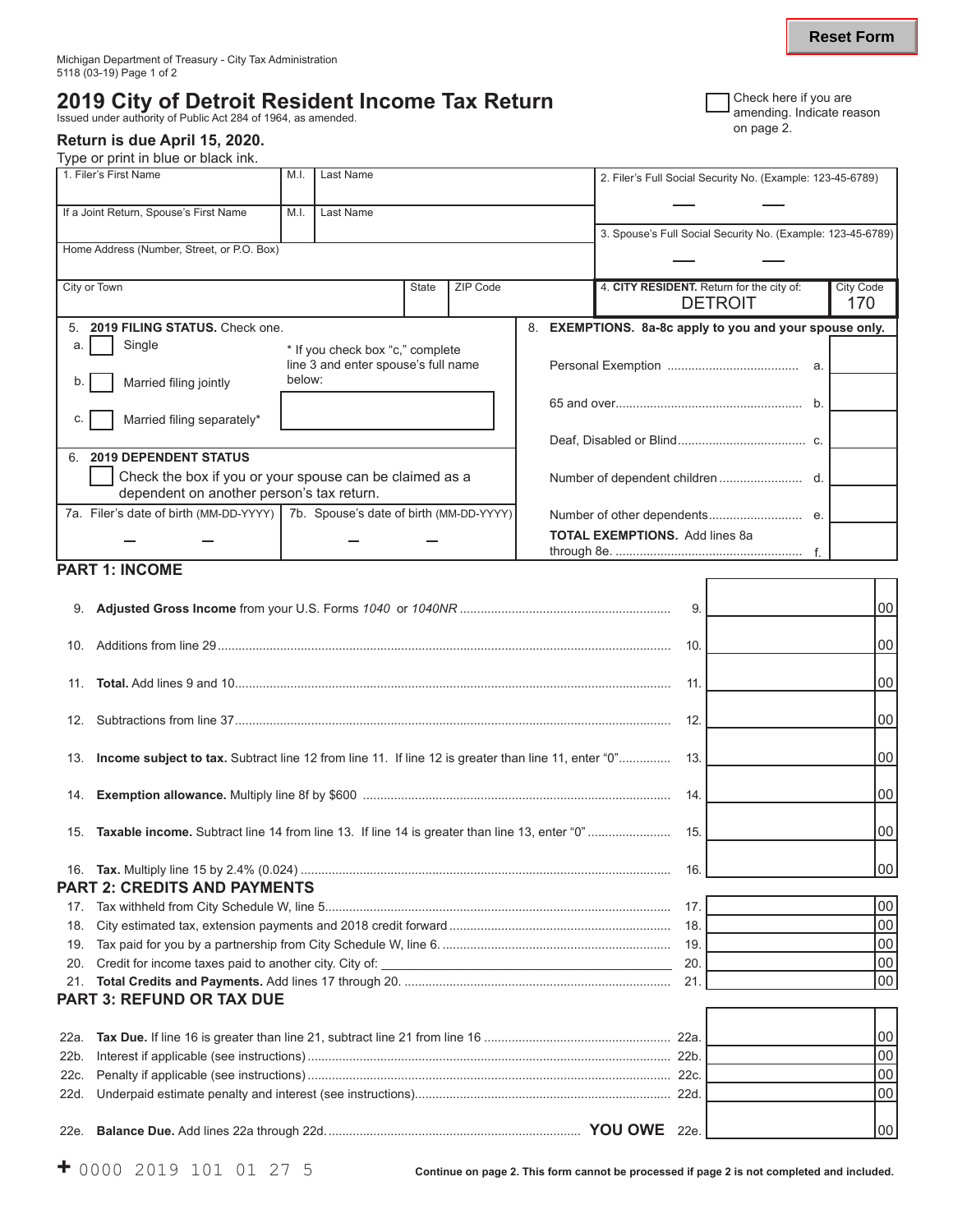Michigan Department of Treasury - City Tax Administration
5118 (03-19) Page 1 of 2

Reset Form

# 2019 City of Detroit Resident Income Tax Return

Issued under authority of Public Act 284 of 1964, as amended.

☐ Check here if you are amending. Indicate reason on page 2.

**Return is due April 15, 2020.**

Type or print in blue or black ink.

| 1. Filer's First Name | M.I. | Last Name | 2. Filer's Full Social Security No. (Example: 123-45-6789) |
|---|---|---|---|
| If a Joint Return, Spouse's First Name | M.I. | Last Name | 3. Spouse's Full Social Security No. (Example: 123-45-6789) |
| Home Address (Number, Street, or P.O. Box) | | | |
| City or Town | State | ZIP Code | 4. **CITY RESIDENT.** Return for the city of: DETROIT — City Code 170 |

**5. 2019 FILING STATUS.** Check one.

a. ☐ Single

b. ☐ Married filing jointly

c. ☐ Married filing separately*

\* If you check box "c," complete line 3 and enter spouse's full name below:

**6. 2019 DEPENDENT STATUS**

☐ Check the box if you or your spouse can be claimed as a dependent on another person's tax return.

7a. Filer's date of birth (MM-DD-YYYY)

7b. Spouse's date of birth (MM-DD-YYYY)

**8. EXEMPTIONS. 8a-8c apply to you and your spouse only.**

| | | |
|---|---|---|
| Personal Exemption | a. | |
| 65 and over | b. | |
| Deaf, Disabled or Blind | c. | |
| Number of dependent children | d. | |
| Number of other dependents | e. | |
| **TOTAL EXEMPTIONS.** Add lines 8a through 8e. | f. | |

## PART 1: INCOME

| | | | |
|---|---|---|---|
| 9. | **Adjusted Gross Income** from your U.S. Forms *1040* or *1040NR* | 9. | 00 |
| 10. | Additions from line 29 | 10. | 00 |
| 11. | **Total.** Add lines 9 and 10 | 11. | 00 |
| 12. | Subtractions from line 37 | 12. | 00 |
| 13. | **Income subject to tax.** Subtract line 12 from line 11. If line 12 is greater than line 11, enter "0" | 13. | 00 |
| 14. | **Exemption allowance.** Multiply line 8f by $600 | 14. | 00 |
| 15. | **Taxable income.** Subtract line 14 from line 13. If line 14 is greater than line 13, enter "0" | 15. | 00 |
| 16. | **Tax.** Multiply line 15 by 2.4% (0.024) | 16. | 00 |

## PART 2: CREDITS AND PAYMENTS

| | | | |
|---|---|---|---|
| 17. | Tax withheld from City Schedule W, line 5 | 17. | 00 |
| 18. | City estimated tax, extension payments and 2018 credit forward | 18. | 00 |
| 19. | Tax paid for you by a partnership from City Schedule W, line 6. | 19. | 00 |
| 20. | Credit for income taxes paid to another city. City of: | 20. | 00 |
| 21. | **Total Credits and Payments.** Add lines 17 through 20. | 21. | 00 |

## PART 3: REFUND OR TAX DUE

| | | | |
|---|---|---|---|
| 22a. | **Tax Due.** If line 16 is greater than line 21, subtract line 21 from line 16 | 22a. | 00 |
| 22b. | Interest if applicable (see instructions) | 22b. | 00 |
| 22c. | Penalty if applicable (see instructions) | 22c. | 00 |
| 22d. | Underpaid estimate penalty and interest (see instructions) | 22d. | 00 |
| 22e. | **Balance Due.** Add lines 22a through 22d. **YOU OWE** | 22e. | 00 |

+ 0000 2019 101 01 27 5

**Continue on page 2. This form cannot be processed if page 2 is not completed and included.**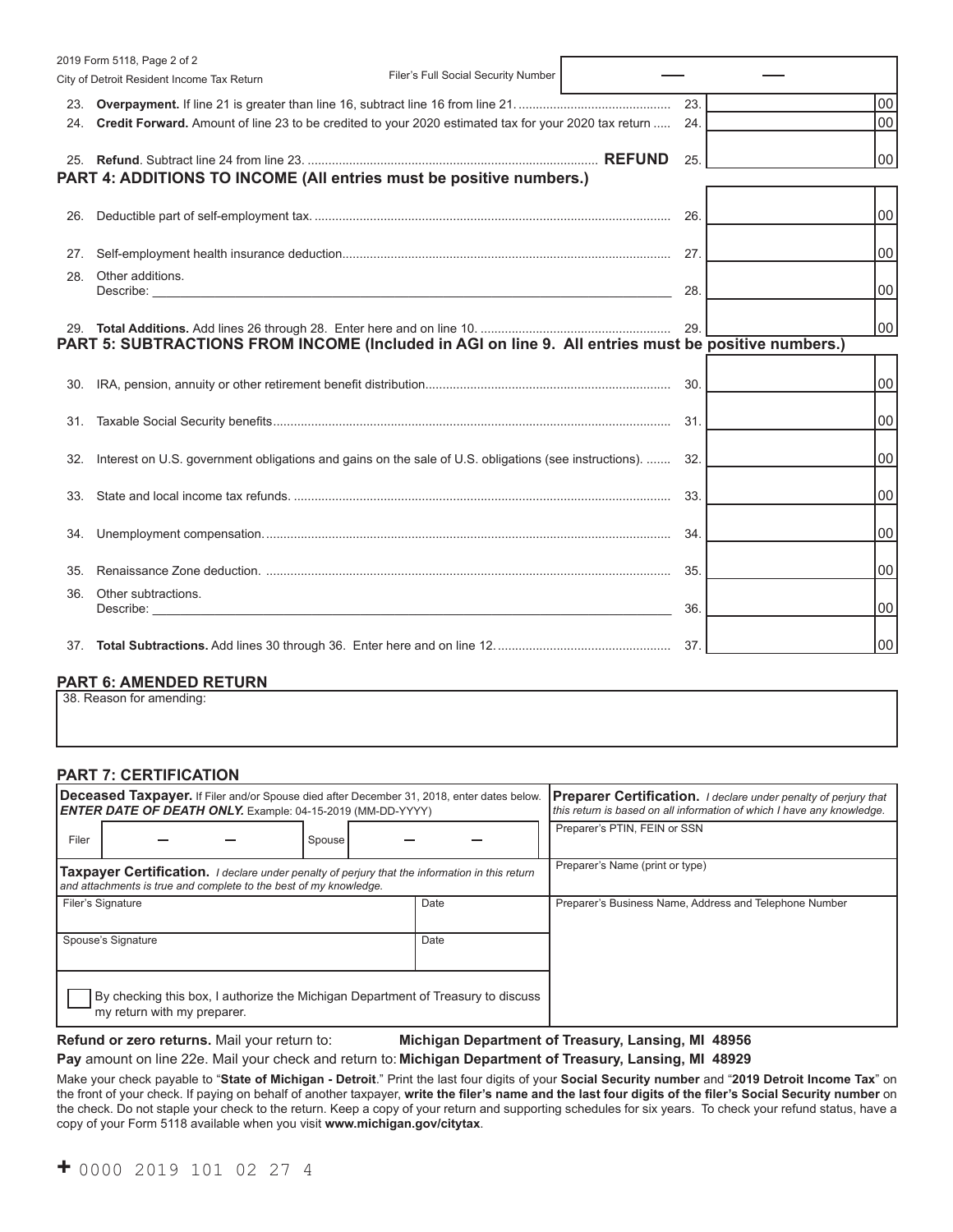2019 Form 5118, Page 2 of 2

City of Detroit Resident Income Tax Return

Filer's Full Social Security Number

| | | | |
|---|---|---|---|
| 23. | **Overpayment.** If line 21 is greater than line 16, subtract line 16 from line 21. | 23. | 00 |
| 24. | **Credit Forward.** Amount of line 23 to be credited to your 2020 estimated tax for your 2020 tax return | 24. | 00 |
| 25. | **Refund**. Subtract line 24 from line 23. **REFUND** | 25. | 00 |

## PART 4: ADDITIONS TO INCOME (All entries must be positive numbers.)

| | | | |
|---|---|---|---|
| 26. | Deductible part of self-employment tax. | 26. | 00 |
| 27. | Self-employment health insurance deduction | 27. | 00 |
| 28. | Other additions. Describe: | 28. | 00 |
| 29. | **Total Additions.** Add lines 26 through 28. Enter here and on line 10. | 29. | 00 |

## PART 5: SUBTRACTIONS FROM INCOME (Included in AGI on line 9. All entries must be positive numbers.)

| | | | |
|---|---|---|---|
| 30. | IRA, pension, annuity or other retirement benefit distribution | 30. | 00 |
| 31. | Taxable Social Security benefits | 31. | 00 |
| 32. | Interest on U.S. government obligations and gains on the sale of U.S. obligations (see instructions). | 32. | 00 |
| 33. | State and local income tax refunds. | 33. | 00 |
| 34. | Unemployment compensation. | 34. | 00 |
| 35. | Renaissance Zone deduction. | 35. | 00 |
| 36. | Other subtractions. Describe: | 36. | 00 |
| 37. | **Total Subtractions.** Add lines 30 through 36. Enter here and on line 12. | 37. | 00 |

## PART 6: AMENDED RETURN

38. Reason for amending:

## PART 7: CERTIFICATION

**Deceased Taxpayer.** If Filer and/or Spouse died after December 31, 2018, enter dates below. ***ENTER DATE OF DEATH ONLY.*** Example: 04-15-2019 (MM-DD-YYYY)

Filer — — Spouse — —

**Taxpayer Certification.** *I declare under penalty of perjury that the information in this return and attachments is true and complete to the best of my knowledge.*

| Filer's Signature | Date |
|---|---|
| Spouse's Signature | Date |

☐ By checking this box, I authorize the Michigan Department of Treasury to discuss my return with my preparer.

**Preparer Certification.** *I declare under penalty of perjury that this return is based on all information of which I have any knowledge.*

Preparer's PTIN, FEIN or SSN

Preparer's Name (print or type)

Preparer's Business Name, Address and Telephone Number

**Refund or zero returns.** Mail your return to: **Michigan Department of Treasury, Lansing, MI 48956**

**Pay** amount on line 22e. Mail your check and return to: **Michigan Department of Treasury, Lansing, MI 48929**

Make your check payable to "**State of Michigan - Detroit**." Print the last four digits of your **Social Security number** and "**2019 Detroit Income Tax**" on the front of your check. If paying on behalf of another taxpayer, **write the filer's name and the last four digits of the filer's Social Security number** on the check. Do not staple your check to the return. Keep a copy of your return and supporting schedules for six years. To check your refund status, have a copy of your Form 5118 available when you visit **www.michigan.gov/citytax**.

+ 0000 2019 101 02 27 4